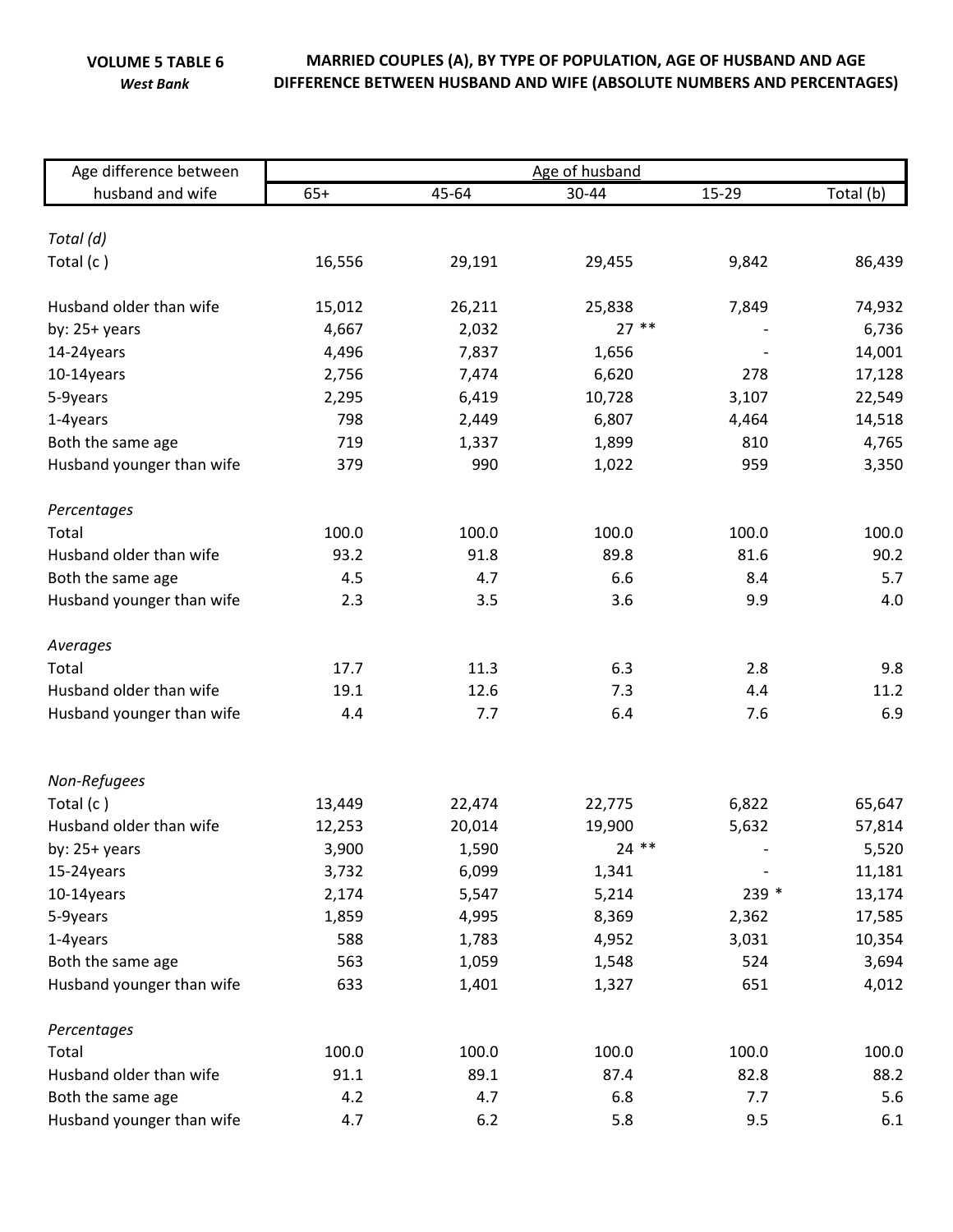**VOLUME 5 TABLE 6**
*West Bank*

**MARRIED COUPLES (A), BY TYPE OF POPULATION, AGE OF HUSBAND AND AGE DIFFERENCE BETWEEN HUSBAND AND WIFE (ABSOLUTE NUMBERS AND PERCENTAGES)**

| Age difference between husband and wife | Age of husband | | | | |
|---|---|---|---|---|---|
| | 65+ | 45-64 | 30-44 | 15-29 | Total (b) |
| *Total (d)* | | | | | |
| Total (c ) | 16,556 | 29,191 | 29,455 | 9,842 | 86,439 |
| Husband older than wife | 15,012 | 26,211 | 25,838 | 7,849 | 74,932 |
| by: 25+ years | 4,667 | 2,032 | 27 ** | - | 6,736 |
| 14-24years | 4,496 | 7,837 | 1,656 | - | 14,001 |
| 10-14years | 2,756 | 7,474 | 6,620 | 278 | 17,128 |
| 5-9years | 2,295 | 6,419 | 10,728 | 3,107 | 22,549 |
| 1-4years | 798 | 2,449 | 6,807 | 4,464 | 14,518 |
| Both the same age | 719 | 1,337 | 1,899 | 810 | 4,765 |
| Husband younger than wife | 379 | 990 | 1,022 | 959 | 3,350 |
| *Percentages* | | | | | |
| Total | 100.0 | 100.0 | 100.0 | 100.0 | 100.0 |
| Husband older than wife | 93.2 | 91.8 | 89.8 | 81.6 | 90.2 |
| Both the same age | 4.5 | 4.7 | 6.6 | 8.4 | 5.7 |
| Husband younger than wife | 2.3 | 3.5 | 3.6 | 9.9 | 4.0 |
| *Averages* | | | | | |
| Total | 17.7 | 11.3 | 6.3 | 2.8 | 9.8 |
| Husband older than wife | 19.1 | 12.6 | 7.3 | 4.4 | 11.2 |
| Husband younger than wife | 4.4 | 7.7 | 6.4 | 7.6 | 6.9 |
| *Non-Refugees* | | | | | |
| Total (c ) | 13,449 | 22,474 | 22,775 | 6,822 | 65,647 |
| Husband older than wife | 12,253 | 20,014 | 19,900 | 5,632 | 57,814 |
| by: 25+ years | 3,900 | 1,590 | 24 ** | - | 5,520 |
| 15-24years | 3,732 | 6,099 | 1,341 | - | 11,181 |
| 10-14years | 2,174 | 5,547 | 5,214 | 239 * | 13,174 |
| 5-9years | 1,859 | 4,995 | 8,369 | 2,362 | 17,585 |
| 1-4years | 588 | 1,783 | 4,952 | 3,031 | 10,354 |
| Both the same age | 563 | 1,059 | 1,548 | 524 | 3,694 |
| Husband younger than wife | 633 | 1,401 | 1,327 | 651 | 4,012 |
| *Percentages* | | | | | |
| Total | 100.0 | 100.0 | 100.0 | 100.0 | 100.0 |
| Husband older than wife | 91.1 | 89.1 | 87.4 | 82.8 | 88.2 |
| Both the same age | 4.2 | 4.7 | 6.8 | 7.7 | 5.6 |
| Husband younger than wife | 4.7 | 6.2 | 5.8 | 9.5 | 6.1 |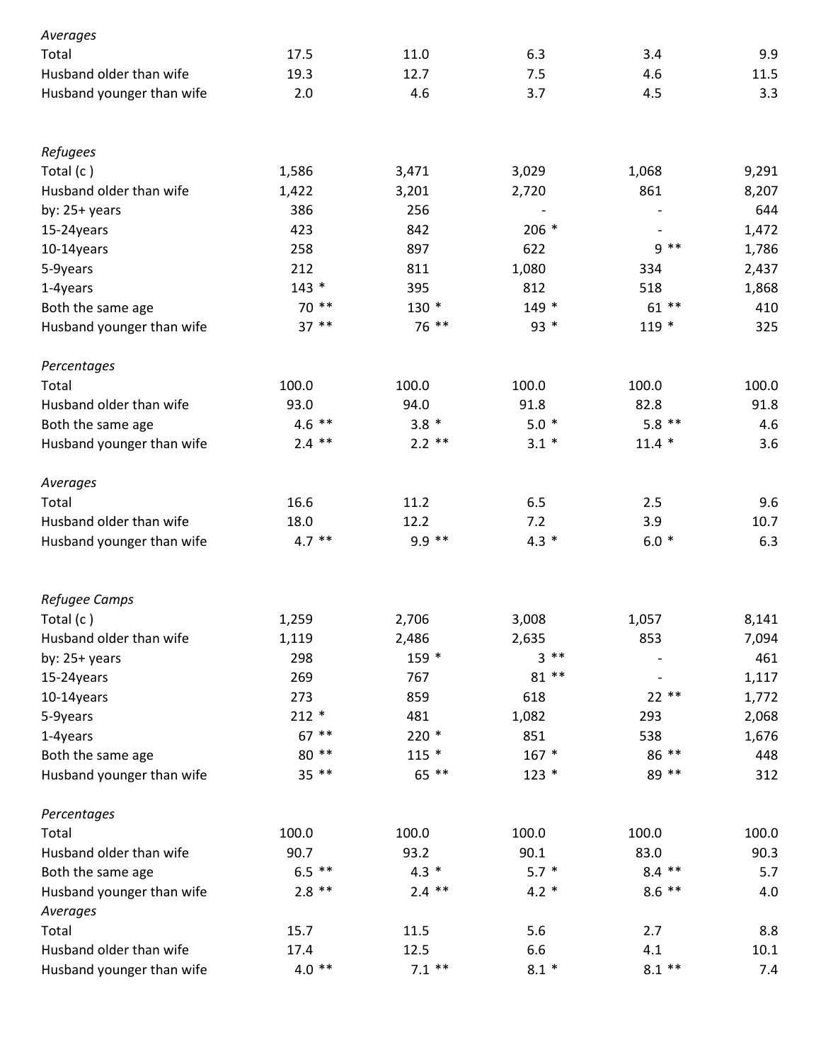| | | | | | |
|---|---|---|---|---|---|
| *Averages* | | | | | |
| Total | 17.5 | 11.0 | 6.3 | 3.4 | 9.9 |
| Husband older than wife | 19.3 | 12.7 | 7.5 | 4.6 | 11.5 |
| Husband younger than wife | 2.0 | 4.6 | 3.7 | 4.5 | 3.3 |
| | | | | | |
| *Refugees* | | | | | |
| Total (c ) | 1,586 | 3,471 | 3,029 | 1,068 | 9,291 |
| Husband older than wife | 1,422 | 3,201 | 2,720 | 861 | 8,207 |
| by: 25+ years | 386 | 256 | - | - | 644 |
| 15-24years | 423 | 842 | 206 * | - | 1,472 |
| 10-14years | 258 | 897 | 622 | 9 ** | 1,786 |
| 5-9years | 212 | 811 | 1,080 | 334 | 2,437 |
| 1-4years | 143 * | 395 | 812 | 518 | 1,868 |
| Both the same age | 70 ** | 130 * | 149 * | 61 ** | 410 |
| Husband younger than wife | 37 ** | 76 ** | 93 * | 119 * | 325 |
| | | | | | |
| *Percentages* | | | | | |
| Total | 100.0 | 100.0 | 100.0 | 100.0 | 100.0 |
| Husband older than wife | 93.0 | 94.0 | 91.8 | 82.8 | 91.8 |
| Both the same age | 4.6 ** | 3.8 * | 5.0 * | 5.8 ** | 4.6 |
| Husband younger than wife | 2.4 ** | 2.2 ** | 3.1 * | 11.4 * | 3.6 |
| | | | | | |
| *Averages* | | | | | |
| Total | 16.6 | 11.2 | 6.5 | 2.5 | 9.6 |
| Husband older than wife | 18.0 | 12.2 | 7.2 | 3.9 | 10.7 |
| Husband younger than wife | 4.7 ** | 9.9 ** | 4.3 * | 6.0 * | 6.3 |
| | | | | | |
| *Refugee Camps* | | | | | |
| Total (c ) | 1,259 | 2,706 | 3,008 | 1,057 | 8,141 |
| Husband older than wife | 1,119 | 2,486 | 2,635 | 853 | 7,094 |
| by: 25+ years | 298 | 159 * | 3 ** | - | 461 |
| 15-24years | 269 | 767 | 81 ** | - | 1,117 |
| 10-14years | 273 | 859 | 618 | 22 ** | 1,772 |
| 5-9years | 212 * | 481 | 1,082 | 293 | 2,068 |
| 1-4years | 67 ** | 220 * | 851 | 538 | 1,676 |
| Both the same age | 80 ** | 115 * | 167 * | 86 ** | 448 |
| Husband younger than wife | 35 ** | 65 ** | 123 * | 89 ** | 312 |
| | | | | | |
| *Percentages* | | | | | |
| Total | 100.0 | 100.0 | 100.0 | 100.0 | 100.0 |
| Husband older than wife | 90.7 | 93.2 | 90.1 | 83.0 | 90.3 |
| Both the same age | 6.5 ** | 4.3 * | 5.7 * | 8.4 ** | 5.7 |
| Husband younger than wife | 2.8 ** | 2.4 ** | 4.2 * | 8.6 ** | 4.0 |
| *Averages* | | | | | |
| Total | 15.7 | 11.5 | 5.6 | 2.7 | 8.8 |
| Husband older than wife | 17.4 | 12.5 | 6.6 | 4.1 | 10.1 |
| Husband younger than wife | 4.0 ** | 7.1 ** | 8.1 * | 8.1 ** | 7.4 |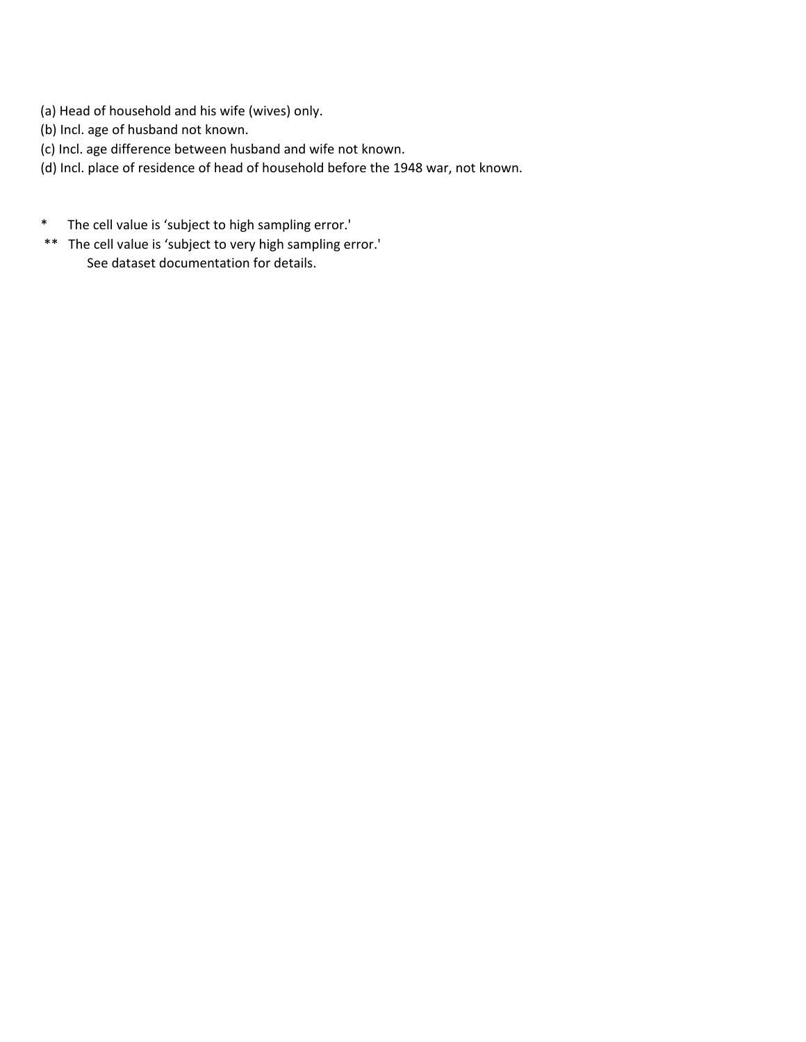(a) Head of household and his wife (wives) only.

(b) Incl. age of husband not known.

(c) Incl. age difference between husband and wife not known.

(d) Incl. place of residence of head of household before the 1948 war, not known.

\* The cell value is ‘subject to high sampling error.'

\*\* The cell value is ‘subject to very high sampling error.'
See dataset documentation for details.